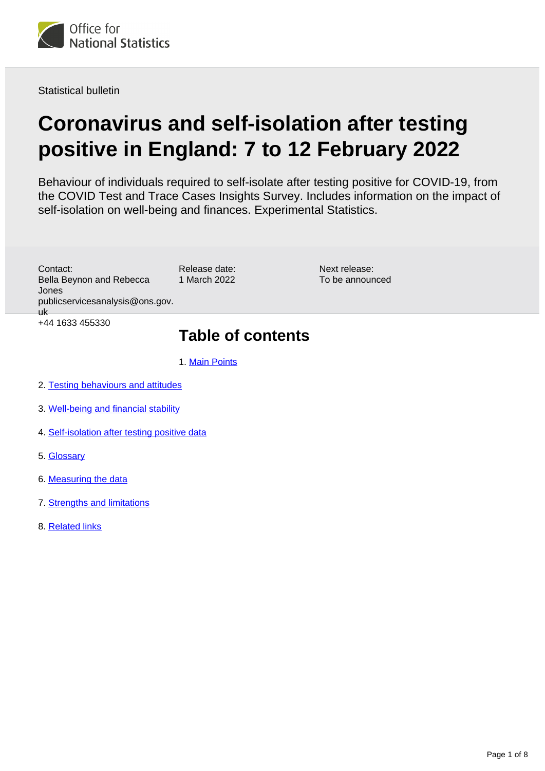Statistical bulletin

# Coronavirus and self-isolation after testing positive in England: 7 to 12 February 2022

Behaviour of individuals required to self-isolate after testing positive for COVID-19, from the COVID Test and Trace Cases Insights Survey. Includes information on the impact of self-isolation on well-being and finances. Experimental Statistics.

Contact:
Bella Beynon and Rebecca Jones
publicservicesanalysis@ons.gov.uk
+44 1633 455330

Release date:
1 March 2022

Next release:
To be announced

## Table of contents

1. Main Points
2. Testing behaviours and attitudes
3. Well-being and financial stability
4. Self-isolation after testing positive data
5. Glossary
6. Measuring the data
7. Strengths and limitations
8. Related links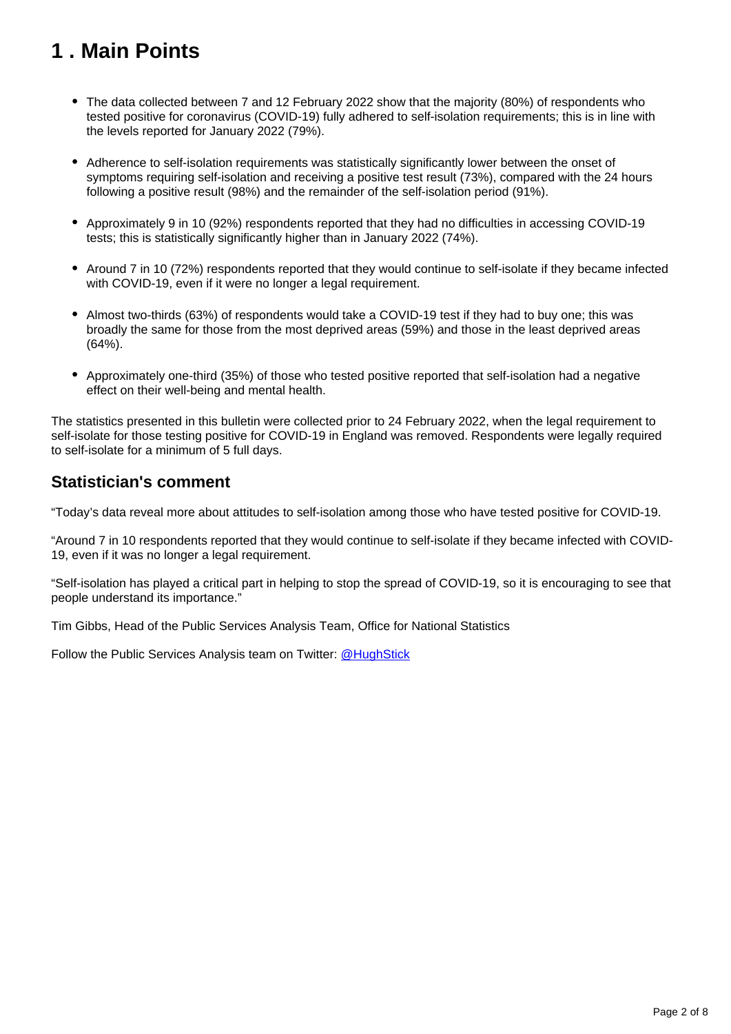# 1 . Main Points

- The data collected between 7 and 12 February 2022 show that the majority (80%) of respondents who tested positive for coronavirus (COVID-19) fully adhered to self-isolation requirements; this is in line with the levels reported for January 2022 (79%).
- Adherence to self-isolation requirements was statistically significantly lower between the onset of symptoms requiring self-isolation and receiving a positive test result (73%), compared with the 24 hours following a positive result (98%) and the remainder of the self-isolation period (91%).
- Approximately 9 in 10 (92%) respondents reported that they had no difficulties in accessing COVID-19 tests; this is statistically significantly higher than in January 2022 (74%).
- Around 7 in 10 (72%) respondents reported that they would continue to self-isolate if they became infected with COVID-19, even if it were no longer a legal requirement.
- Almost two-thirds (63%) of respondents would take a COVID-19 test if they had to buy one; this was broadly the same for those from the most deprived areas (59%) and those in the least deprived areas (64%).
- Approximately one-third (35%) of those who tested positive reported that self-isolation had a negative effect on their well-being and mental health.

The statistics presented in this bulletin were collected prior to 24 February 2022, when the legal requirement to self-isolate for those testing positive for COVID-19 in England was removed. Respondents were legally required to self-isolate for a minimum of 5 full days.

## Statistician's comment

"Today's data reveal more about attitudes to self-isolation among those who have tested positive for COVID-19.

"Around 7 in 10 respondents reported that they would continue to self-isolate if they became infected with COVID-19, even if it was no longer a legal requirement.

"Self-isolation has played a critical part in helping to stop the spread of COVID-19, so it is encouraging to see that people understand its importance."

Tim Gibbs, Head of the Public Services Analysis Team, Office for National Statistics

Follow the Public Services Analysis team on Twitter: [@HughStick](https://twitter.com/HughStick)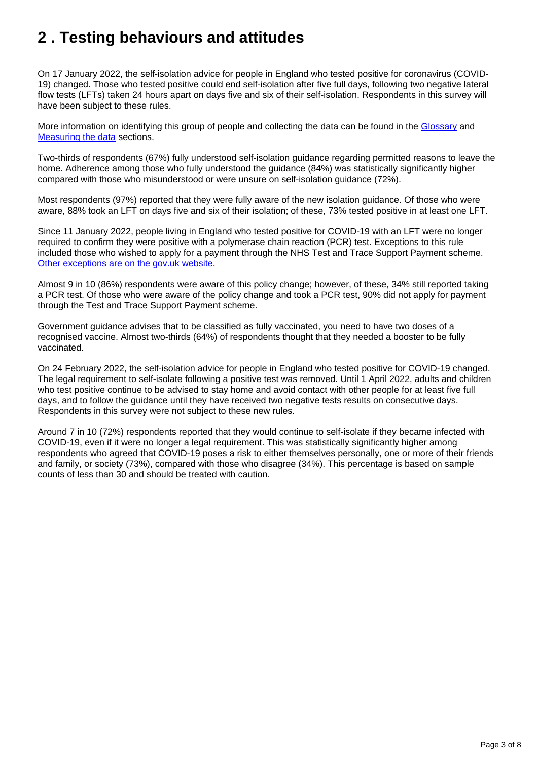## 2 . Testing behaviours and attitudes

On 17 January 2022, the self-isolation advice for people in England who tested positive for coronavirus (COVID-19) changed. Those who tested positive could end self-isolation after five full days, following two negative lateral flow tests (LFTs) taken 24 hours apart on days five and six of their self-isolation. Respondents in this survey will have been subject to these rules.

More information on identifying this group of people and collecting the data can be found in the [Glossary] and [Measuring the data] sections.

Two-thirds of respondents (67%) fully understood self-isolation guidance regarding permitted reasons to leave the home. Adherence among those who fully understood the guidance (84%) was statistically significantly higher compared with those who misunderstood or were unsure on self-isolation guidance (72%).

Most respondents (97%) reported that they were fully aware of the new isolation guidance. Of those who were aware, 88% took an LFT on days five and six of their isolation; of these, 73% tested positive in at least one LFT.

Since 11 January 2022, people living in England who tested positive for COVID-19 with an LFT were no longer required to confirm they were positive with a polymerase chain reaction (PCR) test. Exceptions to this rule included those who wished to apply for a payment through the NHS Test and Trace Support Payment scheme. [Other exceptions are on the gov.uk website].

Almost 9 in 10 (86%) respondents were aware of this policy change; however, of these, 34% still reported taking a PCR test. Of those who were aware of the policy change and took a PCR test, 90% did not apply for payment through the Test and Trace Support Payment scheme.

Government guidance advises that to be classified as fully vaccinated, you need to have two doses of a recognised vaccine. Almost two-thirds (64%) of respondents thought that they needed a booster to be fully vaccinated.

On 24 February 2022, the self-isolation advice for people in England who tested positive for COVID-19 changed. The legal requirement to self-isolate following a positive test was removed. Until 1 April 2022, adults and children who test positive continue to be advised to stay home and avoid contact with other people for at least five full days, and to follow the guidance until they have received two negative tests results on consecutive days. Respondents in this survey were not subject to these new rules.

Around 7 in 10 (72%) respondents reported that they would continue to self-isolate if they became infected with COVID-19, even if it were no longer a legal requirement. This was statistically significantly higher among respondents who agreed that COVID-19 poses a risk to either themselves personally, one or more of their friends and family, or society (73%), compared with those who disagree (34%). This percentage is based on sample counts of less than 30 and should be treated with caution.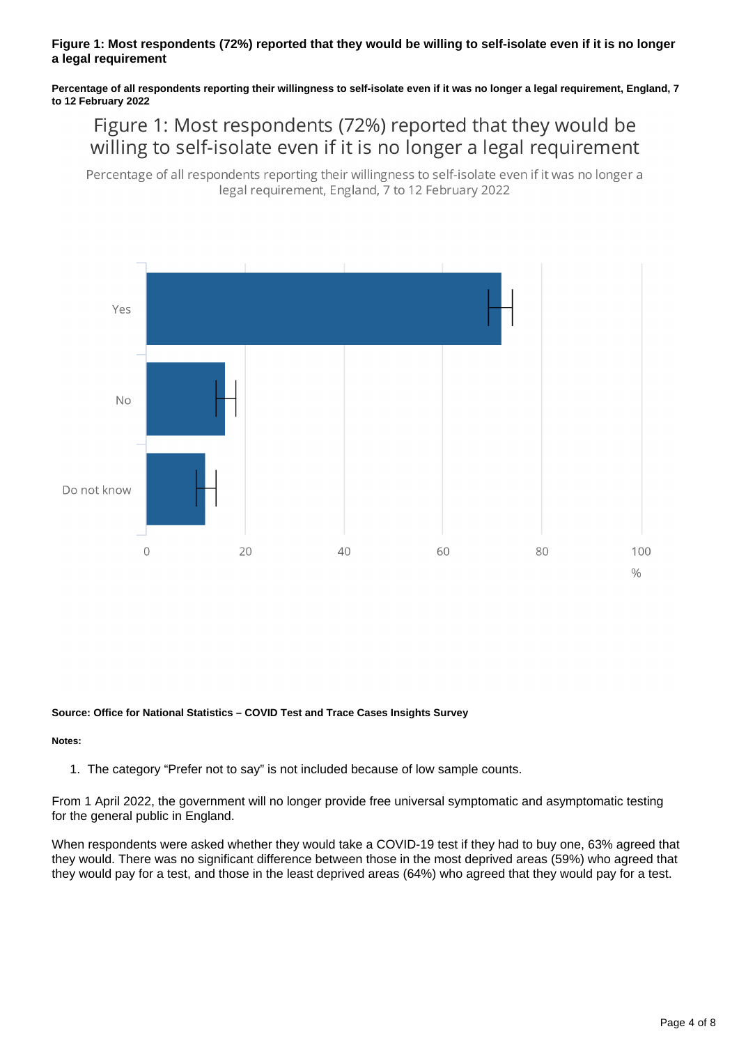**Figure 1: Most respondents (72%) reported that they would be willing to self-isolate even if it is no longer a legal requirement**

**Percentage of all respondents reporting their willingness to self-isolate even if it was no longer a legal requirement, England, 7 to 12 February 2022**

Figure 1: Most respondents (72%) reported that they would be willing to self-isolate even if it is no longer a legal requirement

Percentage of all respondents reporting their willingness to self-isolate even if it was no longer a legal requirement, England, 7 to 12 February 2022

**Source: Office for National Statistics – COVID Test and Trace Cases Insights Survey**

**Notes:**

1. The category "Prefer not to say" is not included because of low sample counts.

From 1 April 2022, the government will no longer provide free universal symptomatic and asymptomatic testing for the general public in England.

When respondents were asked whether they would take a COVID-19 test if they had to buy one, 63% agreed that they would. There was no significant difference between those in the most deprived areas (59%) who agreed that they would pay for a test, and those in the least deprived areas (64%) who agreed that they would pay for a test.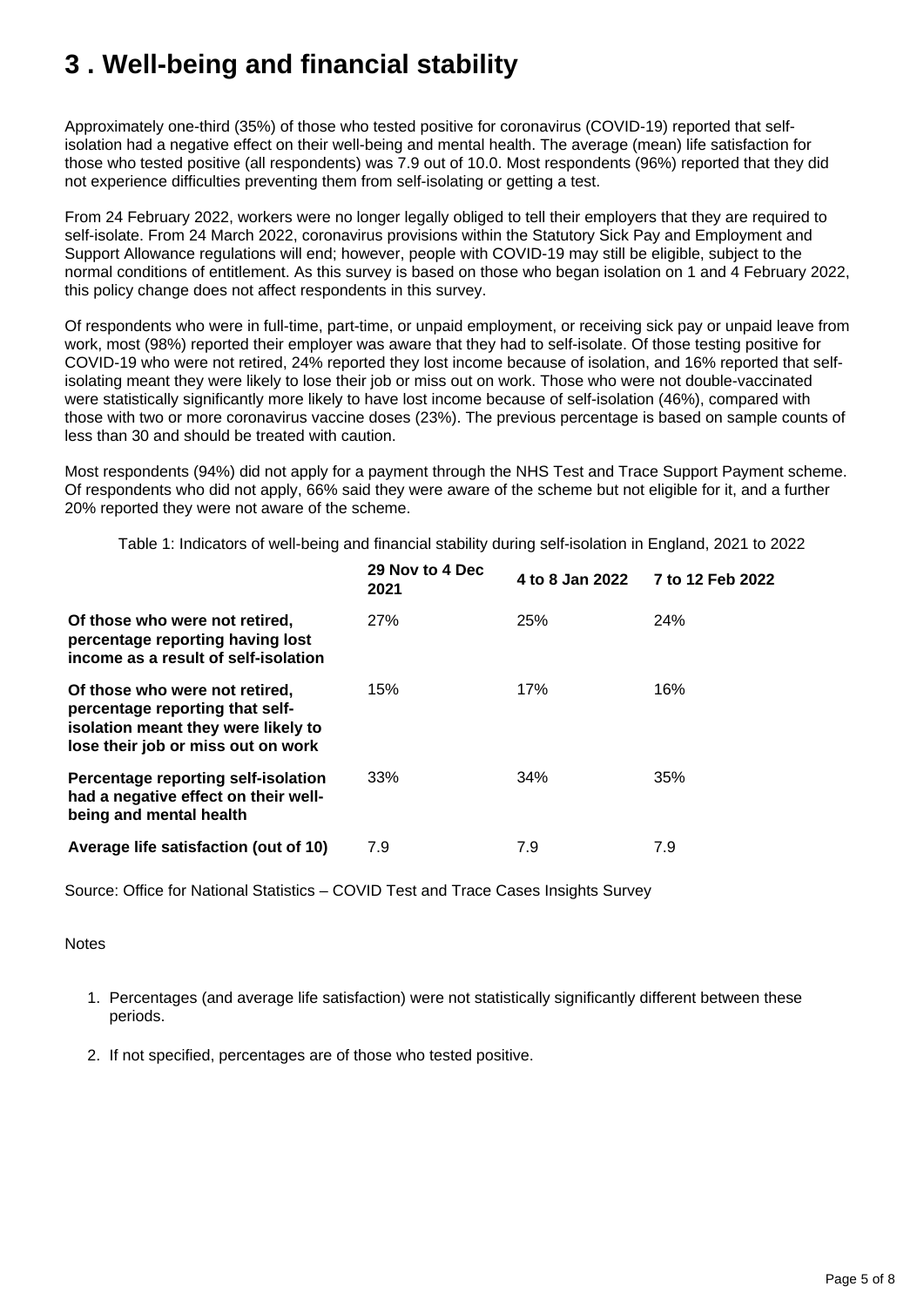# 3 . Well-being and financial stability

Approximately one-third (35%) of those who tested positive for coronavirus (COVID-19) reported that self-isolation had a negative effect on their well-being and mental health. The average (mean) life satisfaction for those who tested positive (all respondents) was 7.9 out of 10.0. Most respondents (96%) reported that they did not experience difficulties preventing them from self-isolating or getting a test.

From 24 February 2022, workers were no longer legally obliged to tell their employers that they are required to self-isolate. From 24 March 2022, coronavirus provisions within the Statutory Sick Pay and Employment and Support Allowance regulations will end; however, people with COVID-19 may still be eligible, subject to the normal conditions of entitlement. As this survey is based on those who began isolation on 1 and 4 February 2022, this policy change does not affect respondents in this survey.

Of respondents who were in full-time, part-time, or unpaid employment, or receiving sick pay or unpaid leave from work, most (98%) reported their employer was aware that they had to self-isolate. Of those testing positive for COVID-19 who were not retired, 24% reported they lost income because of isolation, and 16% reported that self-isolating meant they were likely to lose their job or miss out on work. Those who were not double-vaccinated were statistically significantly more likely to have lost income because of self-isolation (46%), compared with those with two or more coronavirus vaccine doses (23%). The previous percentage is based on sample counts of less than 30 and should be treated with caution.

Most respondents (94%) did not apply for a payment through the NHS Test and Trace Support Payment scheme. Of respondents who did not apply, 66% said they were aware of the scheme but not eligible for it, and a further 20% reported they were not aware of the scheme.

Table 1: Indicators of well-being and financial stability during self-isolation in England, 2021 to 2022

| | 29 Nov to 4 Dec 2021 | 4 to 8 Jan 2022 | 7 to 12 Feb 2022 |
|---|---|---|---|
| **Of those who were not retired, percentage reporting having lost income as a result of self-isolation** | 27% | 25% | 24% |
| **Of those who were not retired, percentage reporting that self-isolation meant they were likely to lose their job or miss out on work** | 15% | 17% | 16% |
| **Percentage reporting self-isolation had a negative effect on their well-being and mental health** | 33% | 34% | 35% |
| **Average life satisfaction (out of 10)** | 7.9 | 7.9 | 7.9 |

Source: Office for National Statistics – COVID Test and Trace Cases Insights Survey

Notes

1. Percentages (and average life satisfaction) were not statistically significantly different between these periods.
2. If not specified, percentages are of those who tested positive.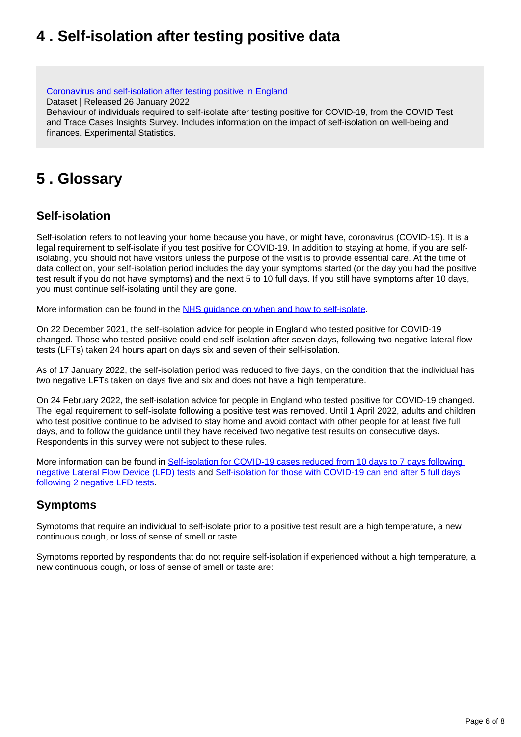## 4 . Self-isolation after testing positive data

[Coronavirus and self-isolation after testing positive in England](#)
Dataset | Released 26 January 2022
Behaviour of individuals required to self-isolate after testing positive for COVID-19, from the COVID Test and Trace Cases Insights Survey. Includes information on the impact of self-isolation on well-being and finances. Experimental Statistics.

## 5 . Glossary

### Self-isolation

Self-isolation refers to not leaving your home because you have, or might have, coronavirus (COVID-19). It is a legal requirement to self-isolate if you test positive for COVID-19. In addition to staying at home, if you are self-isolating, you should not have visitors unless the purpose of the visit is to provide essential care. At the time of data collection, your self-isolation period includes the day your symptoms started (or the day you had the positive test result if you do not have symptoms) and the next 5 to 10 full days. If you still have symptoms after 10 days, you must continue self-isolating until they are gone.

More information can be found in the [NHS guidance on when and how to self-isolate](#).

On 22 December 2021, the self-isolation advice for people in England who tested positive for COVID-19 changed. Those who tested positive could end self-isolation after seven days, following two negative lateral flow tests (LFTs) taken 24 hours apart on days six and seven of their self-isolation.

As of 17 January 2022, the self-isolation period was reduced to five days, on the condition that the individual has two negative LFTs taken on days five and six and does not have a high temperature.

On 24 February 2022, the self-isolation advice for people in England who tested positive for COVID-19 changed. The legal requirement to self-isolate following a positive test was removed. Until 1 April 2022, adults and children who test positive continue to be advised to stay home and avoid contact with other people for at least five full days, and to follow the guidance until they have received two negative test results on consecutive days. Respondents in this survey were not subject to these rules.

More information can be found in [Self-isolation for COVID-19 cases reduced from 10 days to 7 days following negative Lateral Flow Device (LFD) tests](#) and [Self-isolation for those with COVID-19 can end after 5 full days following 2 negative LFD tests](#).

### Symptoms

Symptoms that require an individual to self-isolate prior to a positive test result are a high temperature, a new continuous cough, or loss of sense of smell or taste.

Symptoms reported by respondents that do not require self-isolation if experienced without a high temperature, a new continuous cough, or loss of sense of smell or taste are: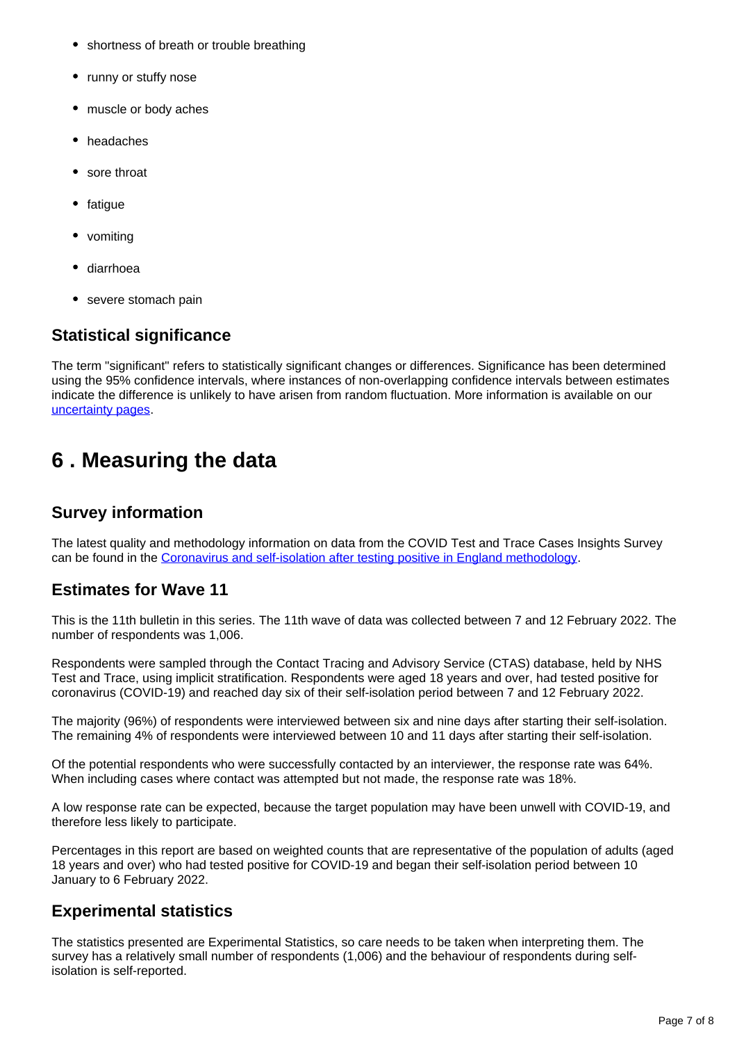- shortness of breath or trouble breathing
- runny or stuffy nose
- muscle or body aches
- headaches
- sore throat
- fatigue
- vomiting
- diarrhoea
- severe stomach pain

### Statistical significance

The term "significant" refers to statistically significant changes or differences. Significance has been determined using the 95% confidence intervals, where instances of non-overlapping confidence intervals between estimates indicate the difference is unlikely to have arisen from random fluctuation. More information is available on our [uncertainty pages](uncertainty pages).

## 6 . Measuring the data

### Survey information

The latest quality and methodology information on data from the COVID Test and Trace Cases Insights Survey can be found in the [Coronavirus and self-isolation after testing positive in England methodology](Coronavirus and self-isolation after testing positive in England methodology).

### Estimates for Wave 11

This is the 11th bulletin in this series. The 11th wave of data was collected between 7 and 12 February 2022. The number of respondents was 1,006.

Respondents were sampled through the Contact Tracing and Advisory Service (CTAS) database, held by NHS Test and Trace, using implicit stratification. Respondents were aged 18 years and over, had tested positive for coronavirus (COVID-19) and reached day six of their self-isolation period between 7 and 12 February 2022.

The majority (96%) of respondents were interviewed between six and nine days after starting their self-isolation. The remaining 4% of respondents were interviewed between 10 and 11 days after starting their self-isolation.

Of the potential respondents who were successfully contacted by an interviewer, the response rate was 64%. When including cases where contact was attempted but not made, the response rate was 18%.

A low response rate can be expected, because the target population may have been unwell with COVID-19, and therefore less likely to participate.

Percentages in this report are based on weighted counts that are representative of the population of adults (aged 18 years and over) who had tested positive for COVID-19 and began their self-isolation period between 10 January to 6 February 2022.

### Experimental statistics

The statistics presented are Experimental Statistics, so care needs to be taken when interpreting them. The survey has a relatively small number of respondents (1,006) and the behaviour of respondents during self-isolation is self-reported.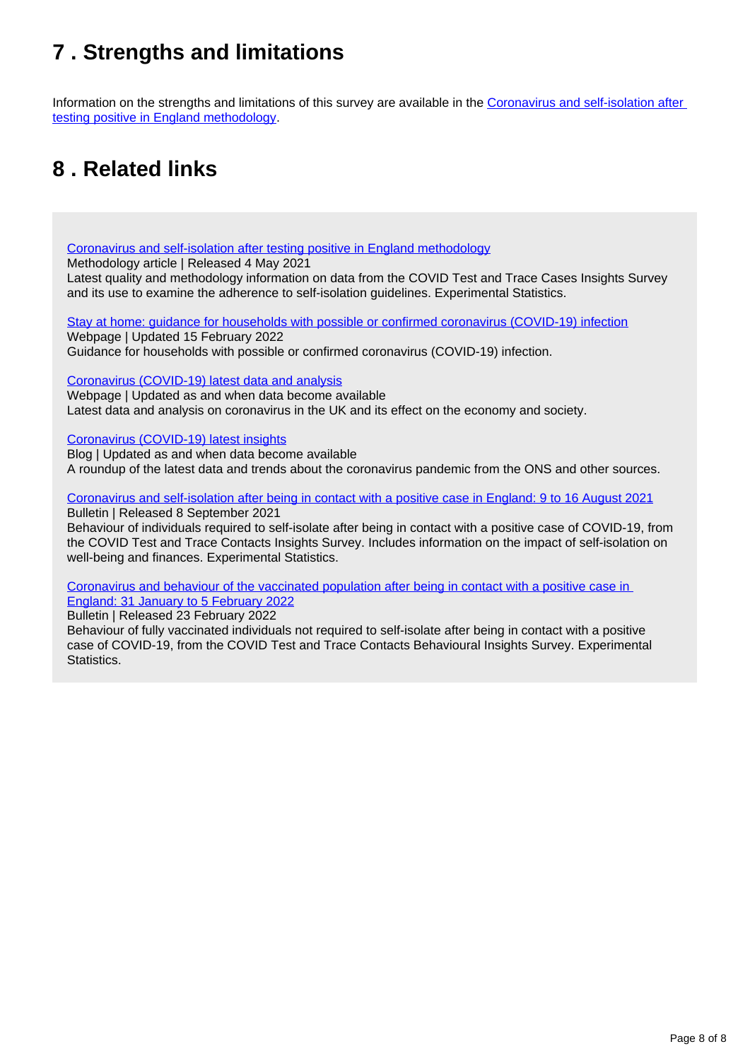## 7 . Strengths and limitations

Information on the strengths and limitations of this survey are available in the [Coronavirus and self-isolation after testing positive in England methodology]().

## 8 . Related links

[Coronavirus and self-isolation after testing positive in England methodology]()
Methodology article | Released 4 May 2021
Latest quality and methodology information on data from the COVID Test and Trace Cases Insights Survey and its use to examine the adherence to self-isolation guidelines. Experimental Statistics.

[Stay at home: guidance for households with possible or confirmed coronavirus (COVID-19) infection]()
Webpage | Updated 15 February 2022
Guidance for households with possible or confirmed coronavirus (COVID-19) infection.

[Coronavirus (COVID-19) latest data and analysis]()
Webpage | Updated as and when data become available
Latest data and analysis on coronavirus in the UK and its effect on the economy and society.

[Coronavirus (COVID-19) latest insights]()
Blog | Updated as and when data become available
A roundup of the latest data and trends about the coronavirus pandemic from the ONS and other sources.

[Coronavirus and self-isolation after being in contact with a positive case in England: 9 to 16 August 2021]()
Bulletin | Released 8 September 2021
Behaviour of individuals required to self-isolate after being in contact with a positive case of COVID-19, from the COVID Test and Trace Contacts Insights Survey. Includes information on the impact of self-isolation on well-being and finances. Experimental Statistics.

[Coronavirus and behaviour of the vaccinated population after being in contact with a positive case in England: 31 January to 5 February 2022]()
Bulletin | Released 23 February 2022
Behaviour of fully vaccinated individuals not required to self-isolate after being in contact with a positive case of COVID-19, from the COVID Test and Trace Contacts Behavioural Insights Survey. Experimental Statistics.